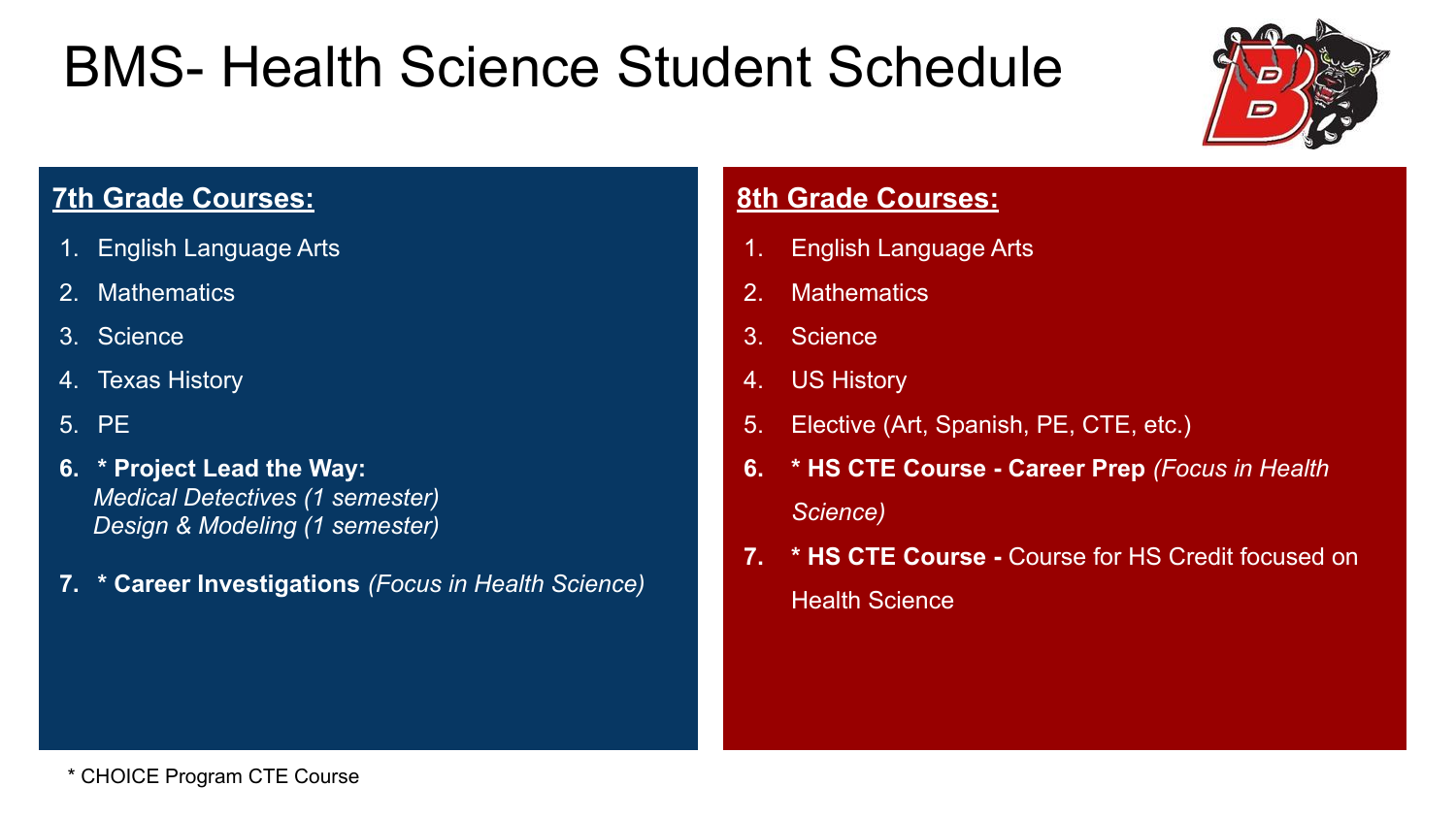# BMS- Health Science Student Schedule

## 7th Grade Courses:

1. English Language Arts
2. Mathematics
3. Science
4. Texas History
5. PE
6. **\* Project Lead the Way:**
   *Medical Detectives (1 semester)*
   *Design & Modeling (1 semester)*
7. **\* Career Investigations** *(Focus in Health Science)*

## 8th Grade Courses:

1. English Language Arts
2. Mathematics
3. Science
4. US History
5. Elective (Art, Spanish, PE, CTE, etc.)
6. **\* HS CTE Course - Career Prep** *(Focus in Health Science)*
7. **\* HS CTE Course -** Course for HS Credit focused on Health Science

\* CHOICE Program CTE Course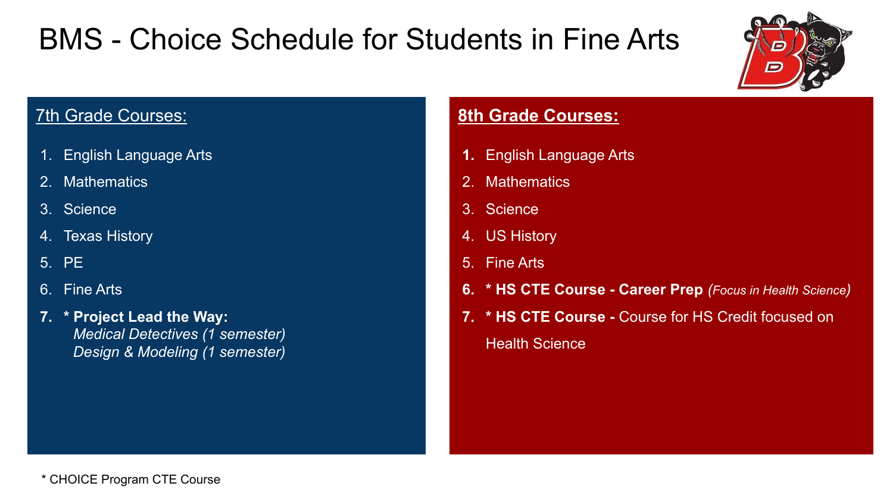# BMS - Choice Schedule for Students in Fine Arts

## 7th Grade Courses:

1. English Language Arts
2. Mathematics
3. Science
4. Texas History
5. PE
6. Fine Arts
7. **\* Project Lead the Way:**
   *Medical Detectives (1 semester)*
   *Design & Modeling (1 semester)*

## 8th Grade Courses:

1. English Language Arts
2. Mathematics
3. Science
4. US History
5. Fine Arts
6. **\* HS CTE Course - Career Prep** *(Focus in Health Science)*
7. **\* HS CTE Course -** Course for HS Credit focused on Health Science

\* CHOICE Program CTE Course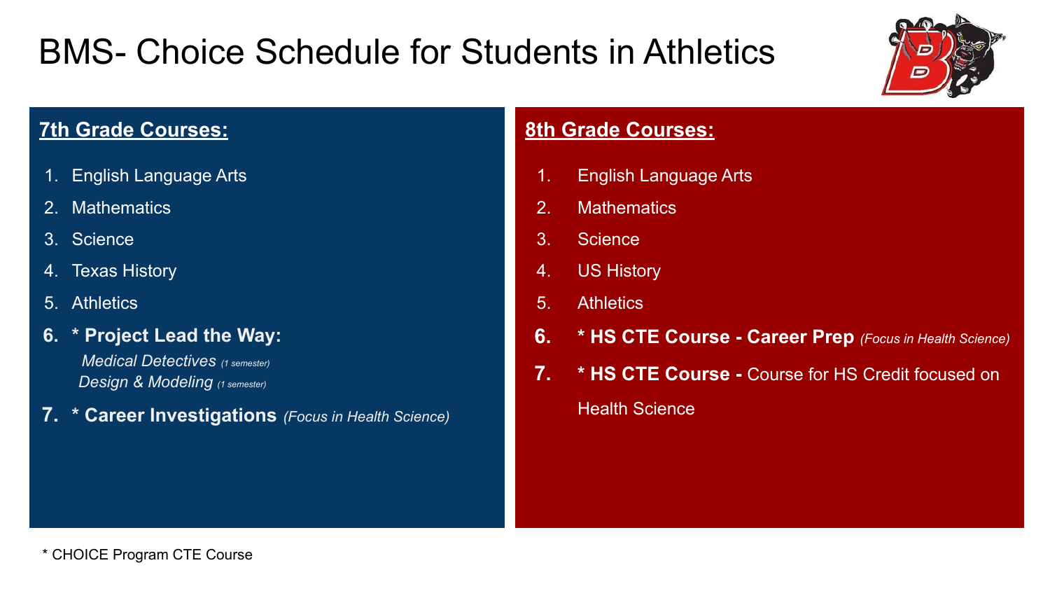# BMS- Choice Schedule for Students in Athletics

## 7th Grade Courses:

1. English Language Arts
2. Mathematics
3. Science
4. Texas History
5. Athletics
6. **\* Project Lead the Way:**
   *Medical Detectives* *(1 semester)*
   *Design & Modeling* *(1 semester)*
7. **\* Career Investigations** *(Focus in Health Science)*

## 8th Grade Courses:

1. English Language Arts
2. Mathematics
3. Science
4. US History
5. Athletics
6. **\* HS CTE Course - Career Prep** *(Focus in Health Science)*
7. **\* HS CTE Course -** Course for HS Credit focused on Health Science

\* CHOICE Program CTE Course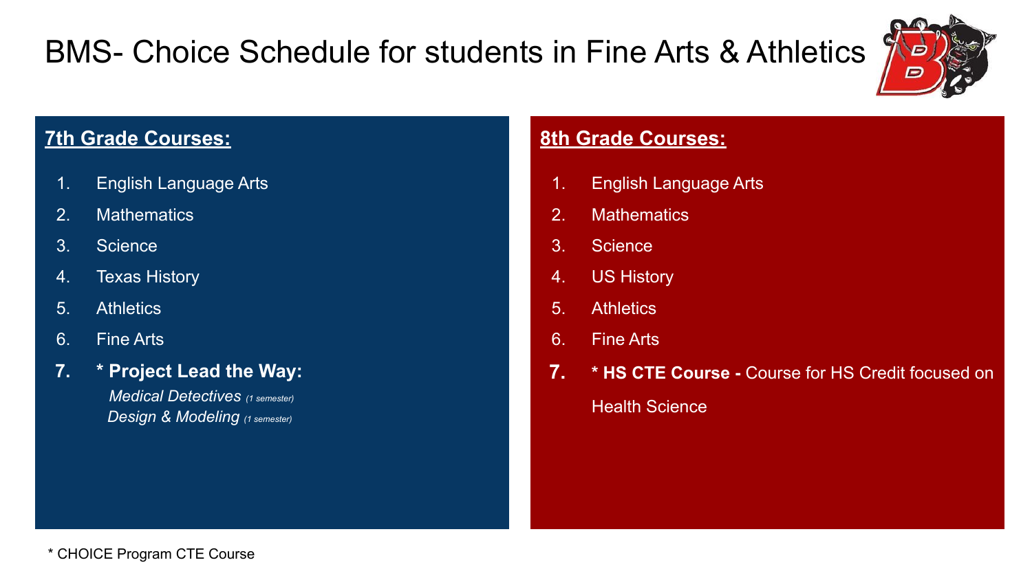# BMS- Choice Schedule for students in Fine Arts & Athletics

## 7th Grade Courses:

1. English Language Arts
2. Mathematics
3. Science
4. Texas History
5. Athletics
6. Fine Arts
7. **\* Project Lead the Way:**
   *Medical Detectives* *(1 semester)*
   *Design & Modeling* *(1 semester)*

## 8th Grade Courses:

1. English Language Arts
2. Mathematics
3. Science
4. US History
5. Athletics
6. Fine Arts
7. **\* HS CTE Course -** Course for HS Credit focused on Health Science

\* CHOICE Program CTE Course